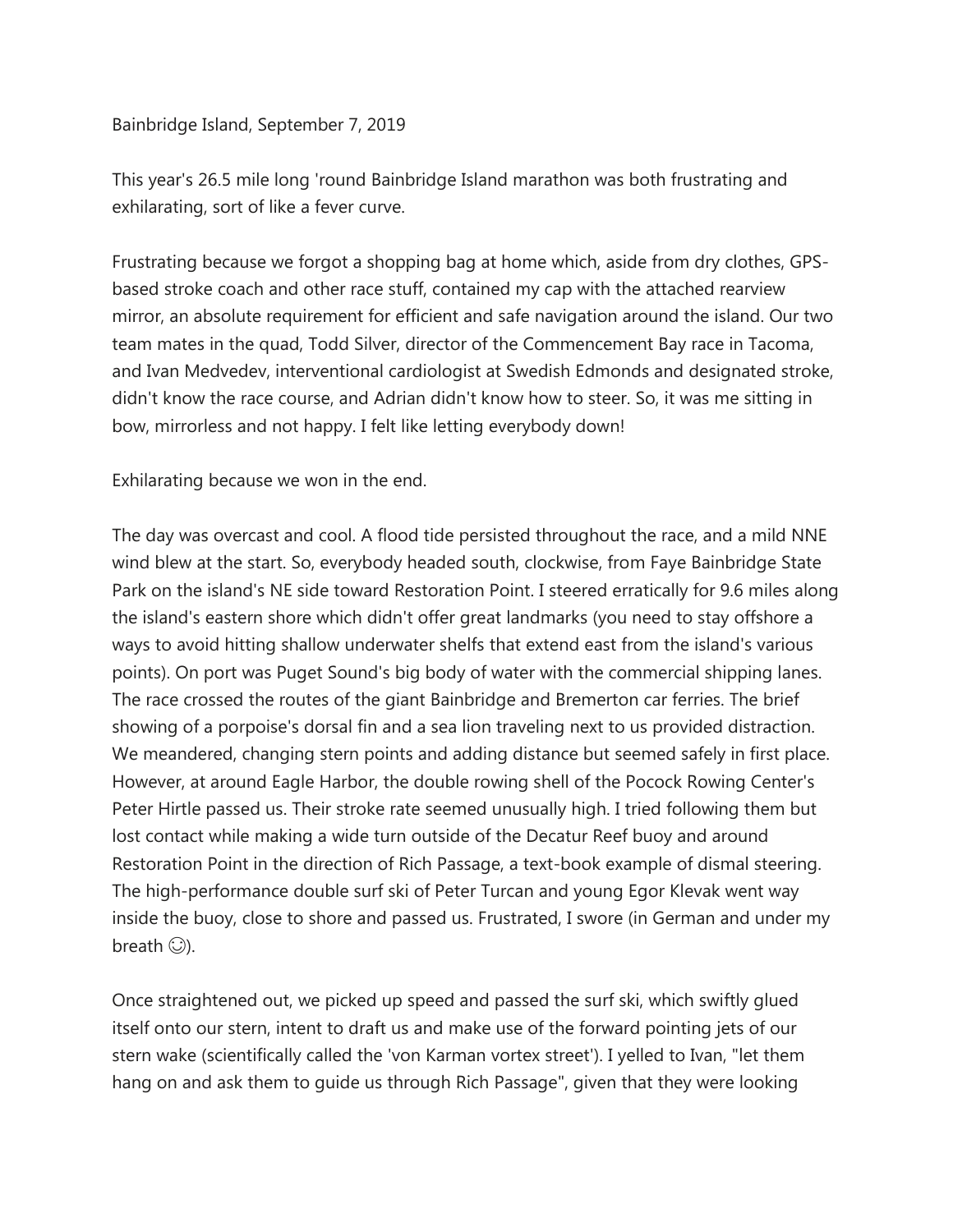Bainbridge Island, September 7, 2019

This year's 26.5 mile long 'round Bainbridge Island marathon was both frustrating and exhilarating, sort of like a fever curve.

Frustrating because we forgot a shopping bag at home which, aside from dry clothes, GPS-based stroke coach and other race stuff, contained my cap with the attached rearview mirror, an absolute requirement for efficient and safe navigation around the island. Our two team mates in the quad, Todd Silver, director of the Commencement Bay race in Tacoma, and Ivan Medvedev, interventional cardiologist at Swedish Edmonds and designated stroke, didn't know the race course, and Adrian didn't know how to steer. So, it was me sitting in bow, mirrorless and not happy. I felt like letting everybody down!

Exhilarating because we won in the end.

The day was overcast and cool. A flood tide persisted throughout the race, and a mild NNE wind blew at the start. So, everybody headed south, clockwise, from Faye Bainbridge State Park on the island's NE side toward Restoration Point. I steered erratically for 9.6 miles along the island's eastern shore which didn't offer great landmarks (you need to stay offshore a ways to avoid hitting shallow underwater shelfs that extend east from the island's various points). On port was Puget Sound's big body of water with the commercial shipping lanes. The race crossed the routes of the giant Bainbridge and Bremerton car ferries. The brief showing of a porpoise's dorsal fin and a sea lion traveling next to us provided distraction. We meandered, changing stern points and adding distance but seemed safely in first place. However, at around Eagle Harbor, the double rowing shell of the Pocock Rowing Center's Peter Hirtle passed us. Their stroke rate seemed unusually high. I tried following them but lost contact while making a wide turn outside of the Decatur Reef buoy and around Restoration Point in the direction of Rich Passage, a text-book example of dismal steering. The high-performance double surf ski of Peter Turcan and young Egor Klevak went way inside the buoy, close to shore and passed us. Frustrated, I swore (in German and under my breath ☺).

Once straightened out, we picked up speed and passed the surf ski, which swiftly glued itself onto our stern, intent to draft us and make use of the forward pointing jets of our stern wake (scientifically called the 'von Karman vortex street'). I yelled to Ivan, "let them hang on and ask them to guide us through Rich Passage", given that they were looking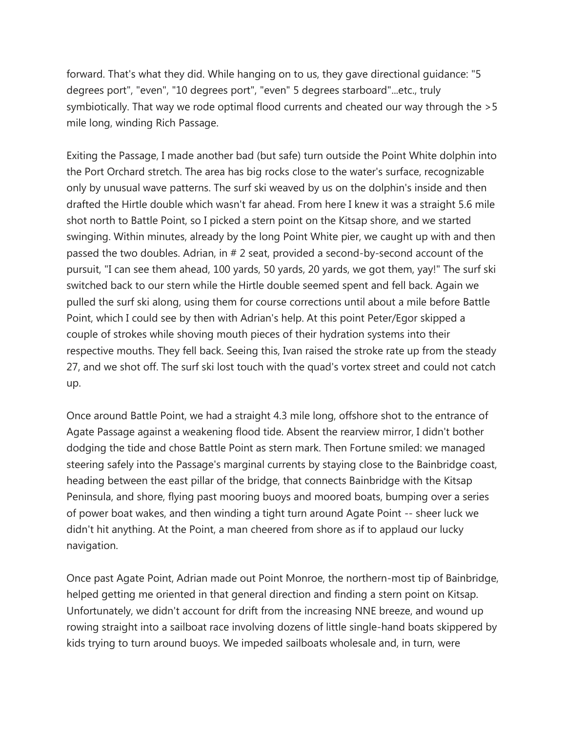forward. That's what they did. While hanging on to us, they gave directional guidance: "5 degrees port", "even", "10 degrees port", "even" 5 degrees starboard"...etc., truly symbiotically. That way we rode optimal flood currents and cheated our way through the >5 mile long, winding Rich Passage.

Exiting the Passage, I made another bad (but safe) turn outside the Point White dolphin into the Port Orchard stretch. The area has big rocks close to the water's surface, recognizable only by unusual wave patterns. The surf ski weaved by us on the dolphin's inside and then drafted the Hirtle double which wasn't far ahead. From here I knew it was a straight 5.6 mile shot north to Battle Point, so I picked a stern point on the Kitsap shore, and we started swinging. Within minutes, already by the long Point White pier, we caught up with and then passed the two doubles. Adrian, in # 2 seat, provided a second-by-second account of the pursuit, "I can see them ahead, 100 yards, 50 yards, 20 yards, we got them, yay!" The surf ski switched back to our stern while the Hirtle double seemed spent and fell back. Again we pulled the surf ski along, using them for course corrections until about a mile before Battle Point, which I could see by then with Adrian's help. At this point Peter/Egor skipped a couple of strokes while shoving mouth pieces of their hydration systems into their respective mouths. They fell back. Seeing this, Ivan raised the stroke rate up from the steady 27, and we shot off. The surf ski lost touch with the quad's vortex street and could not catch up.

Once around Battle Point, we had a straight 4.3 mile long, offshore shot to the entrance of Agate Passage against a weakening flood tide. Absent the rearview mirror, I didn't bother dodging the tide and chose Battle Point as stern mark. Then Fortune smiled: we managed steering safely into the Passage's marginal currents by staying close to the Bainbridge coast, heading between the east pillar of the bridge, that connects Bainbridge with the Kitsap Peninsula, and shore, flying past mooring buoys and moored boats, bumping over a series of power boat wakes, and then winding a tight turn around Agate Point -- sheer luck we didn't hit anything. At the Point, a man cheered from shore as if to applaud our lucky navigation.

Once past Agate Point, Adrian made out Point Monroe, the northern-most tip of Bainbridge, helped getting me oriented in that general direction and finding a stern point on Kitsap. Unfortunately, we didn't account for drift from the increasing NNE breeze, and wound up rowing straight into a sailboat race involving dozens of little single-hand boats skippered by kids trying to turn around buoys. We impeded sailboats wholesale and, in turn, were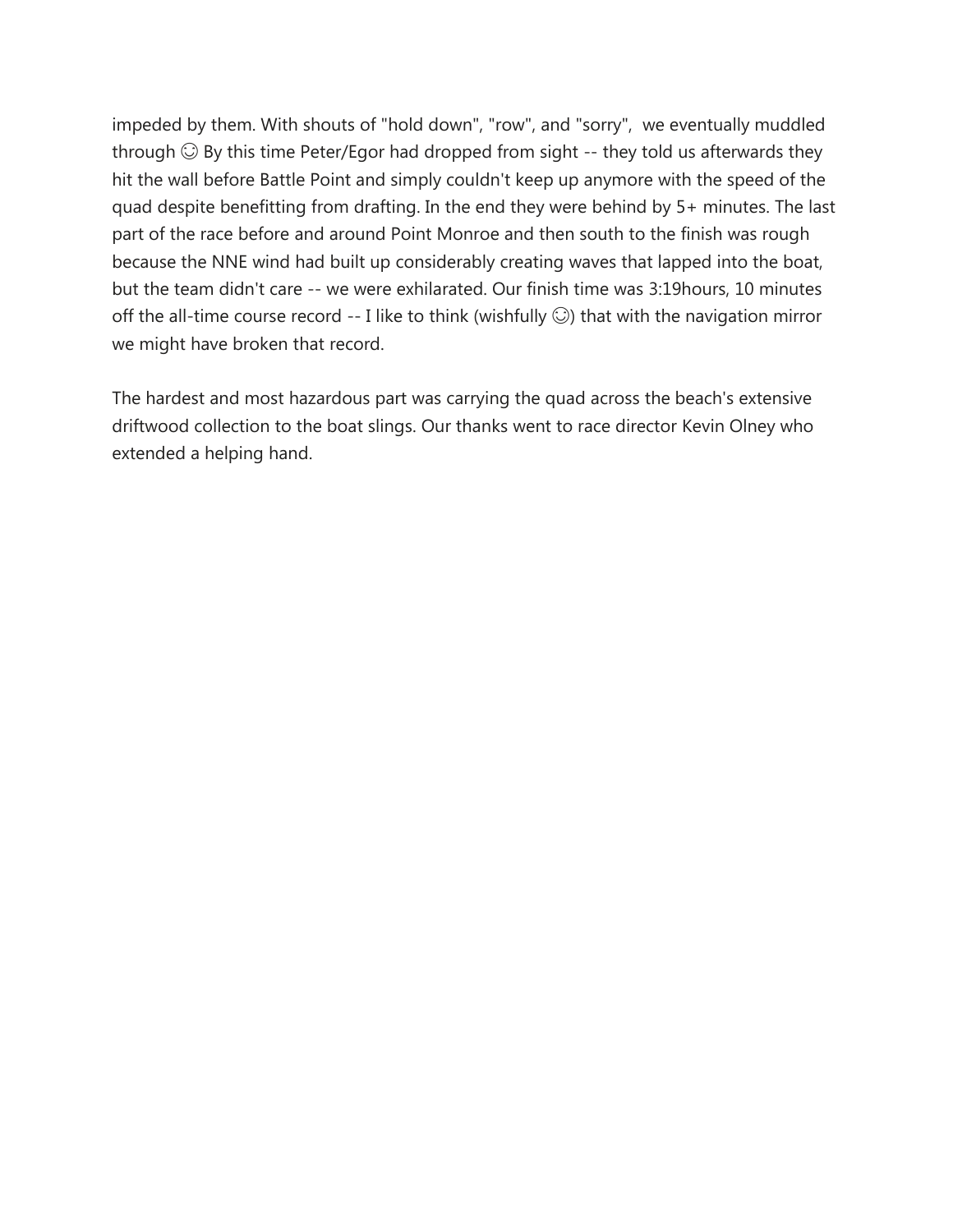impeded by them. With shouts of "hold down", "row", and "sorry",  we eventually muddled through ☺ By this time Peter/Egor had dropped from sight -- they told us afterwards they hit the wall before Battle Point and simply couldn't keep up anymore with the speed of the quad despite benefitting from drafting. In the end they were behind by 5+ minutes. The last part of the race before and around Point Monroe and then south to the finish was rough because the NNE wind had built up considerably creating waves that lapped into the boat, but the team didn't care -- we were exhilarated. Our finish time was 3:19hours, 10 minutes off the all-time course record -- I like to think (wishfully ☺) that with the navigation mirror we might have broken that record.

The hardest and most hazardous part was carrying the quad across the beach's extensive driftwood collection to the boat slings. Our thanks went to race director Kevin Olney who extended a helping hand.